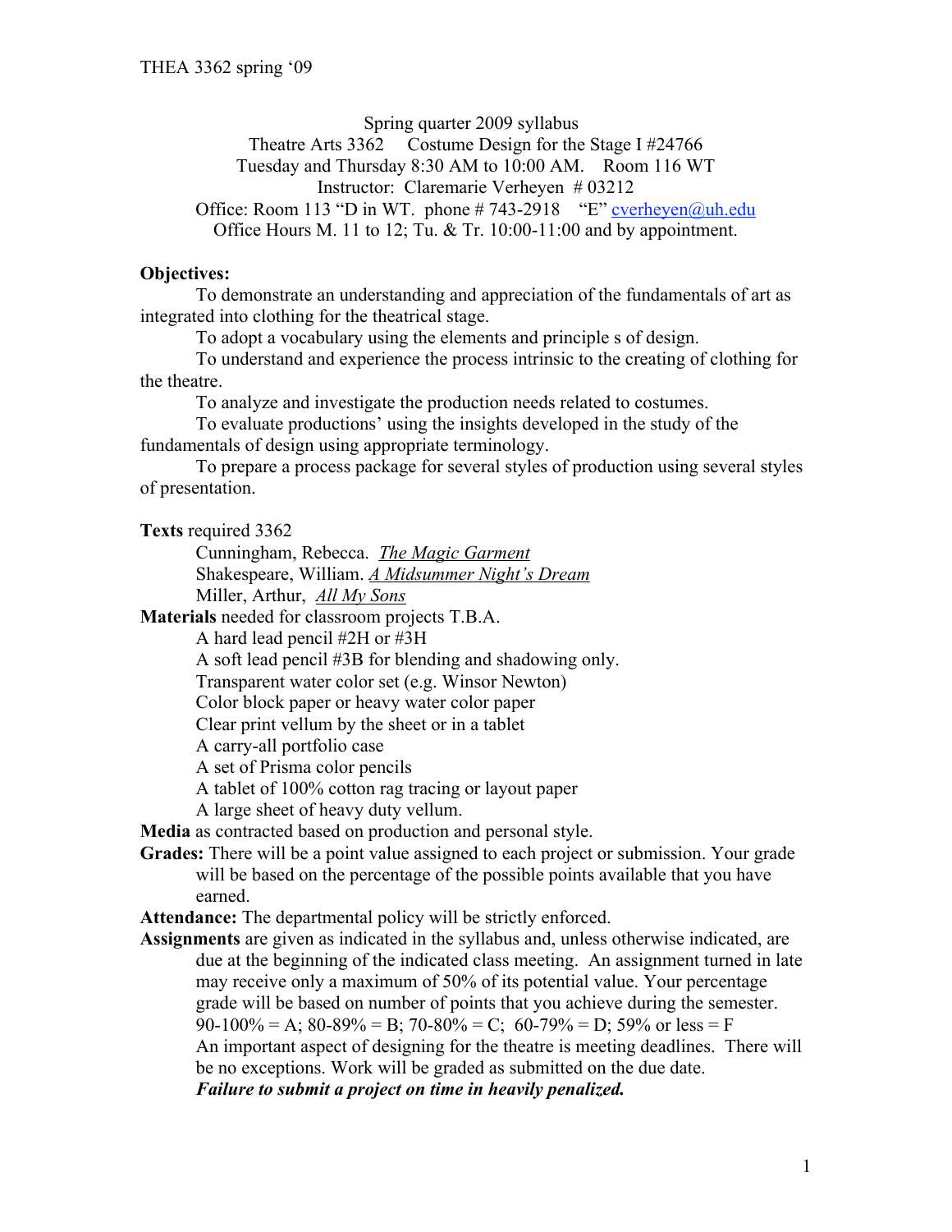Spring quarter 2009 syllabus
Theatre Arts 3362 Costume Design for the Stage I #24766
Tuesday and Thursday 8:30 AM to 10:00 AM. Room 116 WT
Instructor: Claremarie Verheyen # 03212
Office: Room 113 "D in WT. phone # 743-2918 "E" cverheyen@uh.edu
Office Hours M. 11 to 12; Tu. & Tr. 10:00-11:00 and by appointment.

**Objectives:**

To demonstrate an understanding and appreciation of the fundamentals of art as integrated into clothing for the theatrical stage.

To adopt a vocabulary using the elements and principle s of design.

To understand and experience the process intrinsic to the creating of clothing for the theatre.

To analyze and investigate the production needs related to costumes.

To evaluate productions' using the insights developed in the study of the fundamentals of design using appropriate terminology.

To prepare a process package for several styles of production using several styles of presentation.

**Texts** required 3362

Cunningham, Rebecca. *The Magic Garment*
Shakespeare, William. *A Midsummer Night's Dream*
Miller, Arthur, *All My Sons*

**Materials** needed for classroom projects T.B.A.

A hard lead pencil #2H or #3H
A soft lead pencil #3B for blending and shadowing only.
Transparent water color set (e.g. Winsor Newton)
Color block paper or heavy water color paper
Clear print vellum by the sheet or in a tablet
A carry-all portfolio case
A set of Prisma color pencils
A tablet of 100% cotton rag tracing or layout paper
A large sheet of heavy duty vellum.

**Media** as contracted based on production and personal style.

**Grades:** There will be a point value assigned to each project or submission. Your grade will be based on the percentage of the possible points available that you have earned.

**Attendance:** The departmental policy will be strictly enforced.

**Assignments** are given as indicated in the syllabus and, unless otherwise indicated, are due at the beginning of the indicated class meeting. An assignment turned in late may receive only a maximum of 50% of its potential value. Your percentage grade will be based on number of points that you achieve during the semester. 90-100% = A; 80-89% = B; 70-80% = C; 60-79% = D; 59% or less = F

An important aspect of designing for the theatre is meeting deadlines. There will be no exceptions. Work will be graded as submitted on the due date.

***Failure to submit a project on time in heavily penalized.***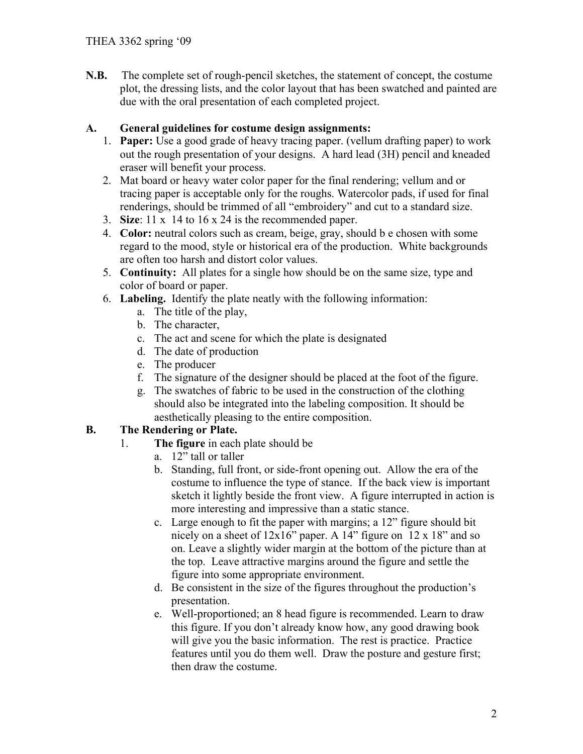THEA 3362 spring '09

**N.B.** The complete set of rough-pencil sketches, the statement of concept, the costume plot, the dressing lists, and the color layout that has been swatched and painted are due with the oral presentation of each completed project.

**A. General guidelines for costume design assignments:**

1. **Paper:** Use a good grade of heavy tracing paper. (vellum drafting paper) to work out the rough presentation of your designs. A hard lead (3H) pencil and kneaded eraser will benefit your process.
2. Mat board or heavy water color paper for the final rendering; vellum and or tracing paper is acceptable only for the roughs. Watercolor pads, if used for final renderings, should be trimmed of all "embroidery" and cut to a standard size.
3. **Size**: 11 x 14 to 16 x 24 is the recommended paper.
4. **Color:** neutral colors such as cream, beige, gray, should b e chosen with some regard to the mood, style or historical era of the production. White backgrounds are often too harsh and distort color values.
5. **Continuity:** All plates for a single how should be on the same size, type and color of board or paper.
6. **Labeling.** Identify the plate neatly with the following information:
   a. The title of the play,
   b. The character,
   c. The act and scene for which the plate is designated
   d. The date of production
   e. The producer
   f. The signature of the designer should be placed at the foot of the figure.
   g. The swatches of fabric to be used in the construction of the clothing should also be integrated into the labeling composition. It should be aesthetically pleasing to the entire composition.

**B. The Rendering or Plate.**

1. **The figure** in each plate should be
   a. 12" tall or taller
   b. Standing, full front, or side-front opening out. Allow the era of the costume to influence the type of stance. If the back view is important sketch it lightly beside the front view. A figure interrupted in action is more interesting and impressive than a static stance.
   c. Large enough to fit the paper with margins; a 12" figure should bit nicely on a sheet of 12x16" paper. A 14" figure on 12 x 18" and so on. Leave a slightly wider margin at the bottom of the picture than at the top. Leave attractive margins around the figure and settle the figure into some appropriate environment.
   d. Be consistent in the size of the figures throughout the production's presentation.
   e. Well-proportioned; an 8 head figure is recommended. Learn to draw this figure. If you don't already know how, any good drawing book will give you the basic information. The rest is practice. Practice features until you do them well. Draw the posture and gesture first; then draw the costume.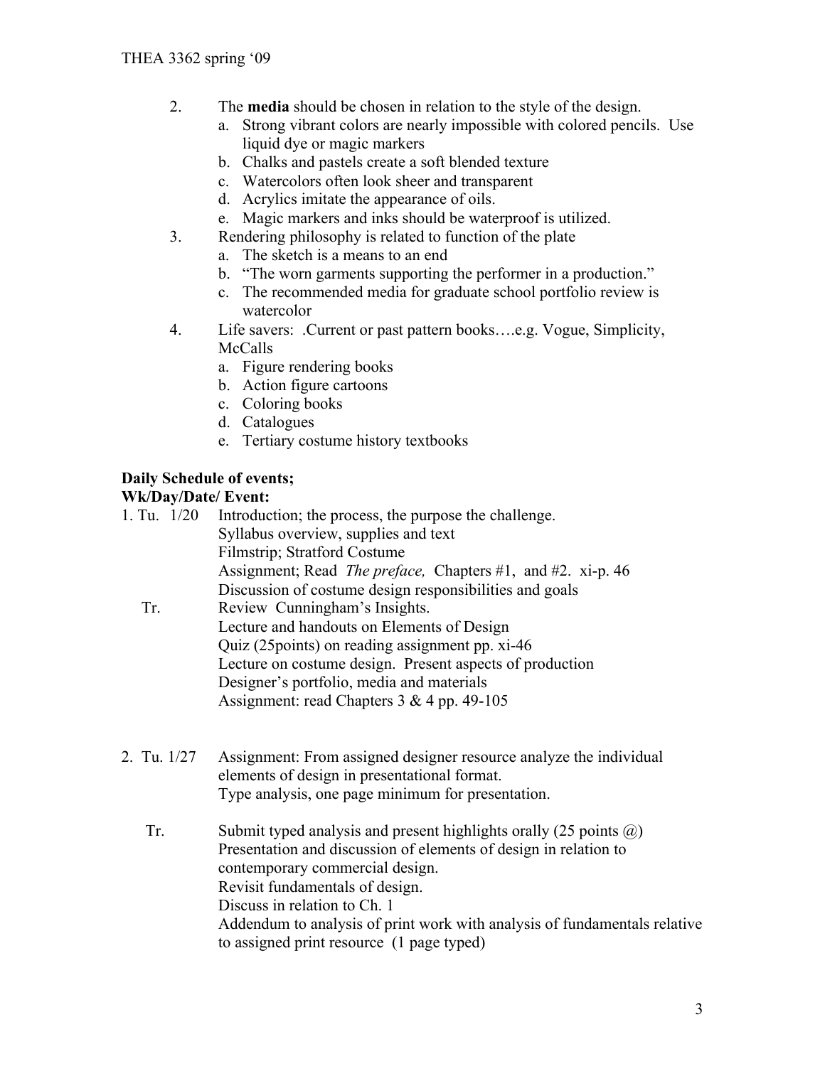2. The **media** should be chosen in relation to the style of the design.
   a. Strong vibrant colors are nearly impossible with colored pencils. Use liquid dye or magic markers
   b. Chalks and pastels create a soft blended texture
   c. Watercolors often look sheer and transparent
   d. Acrylics imitate the appearance of oils.
   e. Magic markers and inks should be waterproof is utilized.
3. Rendering philosophy is related to function of the plate
   a. The sketch is a means to an end
   b. "The worn garments supporting the performer in a production."
   c. The recommended media for graduate school portfolio review is watercolor
4. Life savers: .Current or past pattern books….e.g. Vogue, Simplicity, McCalls
   a. Figure rendering books
   b. Action figure cartoons
   c. Coloring books
   d. Catalogues
   e. Tertiary costume history textbooks

**Daily Schedule of events;**
**Wk/Day/Date/ Event:**

1. Tu. 1/20 Introduction; the process, the purpose the challenge.
   Syllabus overview, supplies and text
   Filmstrip; Stratford Costume
   Assignment; Read *The preface,* Chapters #1, and #2. xi-p. 46
   Discussion of costume design responsibilities and goals

   Tr. Review Cunningham's Insights.
   Lecture and handouts on Elements of Design
   Quiz (25points) on reading assignment pp. xi-46
   Lecture on costume design. Present aspects of production
   Designer's portfolio, media and materials
   Assignment: read Chapters 3 & 4 pp. 49-105

2. Tu. 1/27 Assignment: From assigned designer resource analyze the individual elements of design in presentational format.
   Type analysis, one page minimum for presentation.

   Tr. Submit typed analysis and present highlights orally (25 points @)
   Presentation and discussion of elements of design in relation to contemporary commercial design.
   Revisit fundamentals of design.
   Discuss in relation to Ch. 1
   Addendum to analysis of print work with analysis of fundamentals relative to assigned print resource (1 page typed)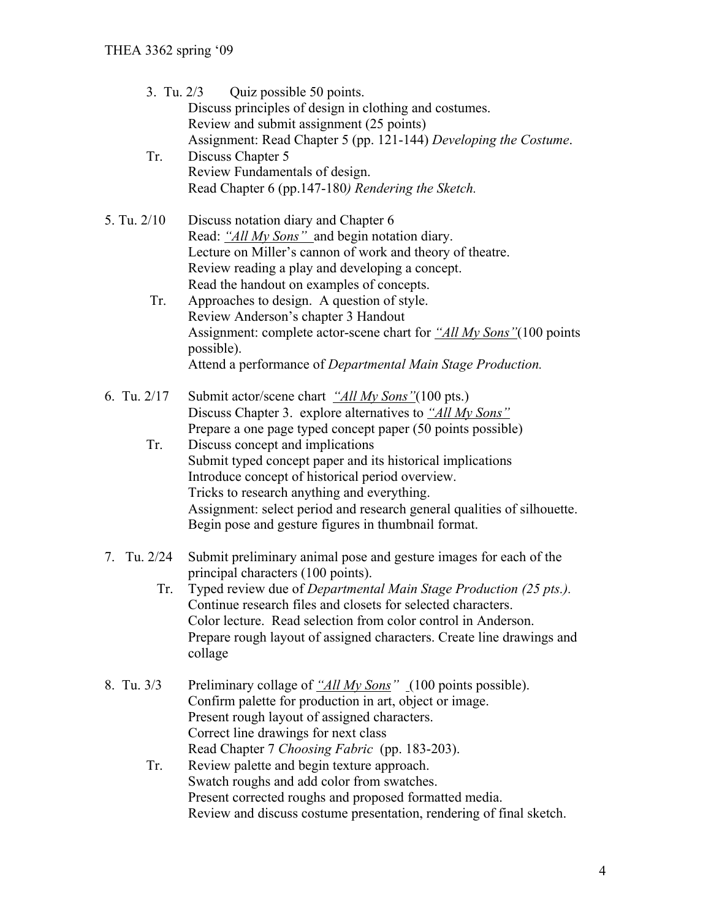3. Tu. 2/3 Quiz possible 50 points.
   Discuss principles of design in clothing and costumes.
   Review and submit assignment (25 points)
   Assignment: Read Chapter 5 (pp. 121-144) *Developing the Costume*.

   Tr. Discuss Chapter 5
   Review Fundamentals of design.
   Read Chapter 6 (pp.147-180*) Rendering the Sketch.*

5. Tu. 2/10 Discuss notation diary and Chapter 6
   Read: *"All My Sons"* and begin notation diary.
   Lecture on Miller's cannon of work and theory of theatre.
   Review reading a play and developing a concept.
   Read the handout on examples of concepts.

   Tr. Approaches to design. A question of style.
   Review Anderson's chapter 3 Handout
   Assignment: complete actor-scene chart for *"All My Sons"*(100 points possible).
   Attend a performance of *Departmental Main Stage Production.*

6. Tu. 2/17 Submit actor/scene chart *"All My Sons"*(100 pts.)
   Discuss Chapter 3. explore alternatives to *"All My Sons"*
   Prepare a one page typed concept paper (50 points possible)

   Tr. Discuss concept and implications
   Submit typed concept paper and its historical implications
   Introduce concept of historical period overview.
   Tricks to research anything and everything.
   Assignment: select period and research general qualities of silhouette.
   Begin pose and gesture figures in thumbnail format.

7. Tu. 2/24 Submit preliminary animal pose and gesture images for each of the principal characters (100 points).

   Tr. Typed review due of *Departmental Main Stage Production (25 pts.).*
   Continue research files and closets for selected characters.
   Color lecture. Read selection from color control in Anderson.
   Prepare rough layout of assigned characters. Create line drawings and collage

8. Tu. 3/3 Preliminary collage of *"All My Sons"* (100 points possible).
   Confirm palette for production in art, object or image.
   Present rough layout of assigned characters.
   Correct line drawings for next class
   Read Chapter 7 *Choosing Fabric* (pp. 183-203).

   Tr. Review palette and begin texture approach.
   Swatch roughs and add color from swatches.
   Present corrected roughs and proposed formatted media.
   Review and discuss costume presentation, rendering of final sketch.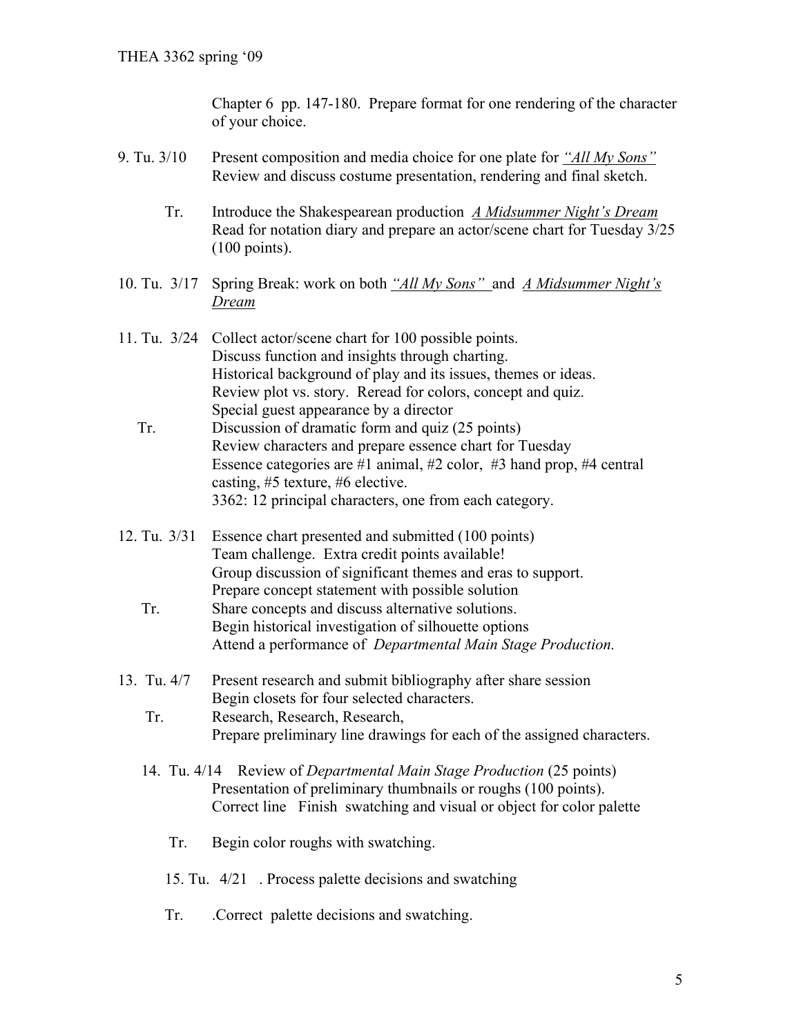Chapter 6 pp. 147-180. Prepare format for one rendering of the character of your choice.

9. Tu. 3/10 Present composition and media choice for one plate for <u>*"All My Sons"*</u>
Review and discuss costume presentation, rendering and final sketch.

Tr. Introduce the Shakespearean production <u>*A Midsummer Night's Dream*</u>
Read for notation diary and prepare an actor/scene chart for Tuesday 3/25 (100 points).

10. Tu. 3/17 Spring Break: work on both <u>*"All My Sons"*</u> and <u>*A Midsummer Night's Dream*</u>

11. Tu. 3/24 Collect actor/scene chart for 100 possible points.
Discuss function and insights through charting.
Historical background of play and its issues, themes or ideas.
Review plot vs. story. Reread for colors, concept and quiz.
Special guest appearance by a director

Tr. Discussion of dramatic form and quiz (25 points)
Review characters and prepare essence chart for Tuesday
Essence categories are #1 animal, #2 color, #3 hand prop, #4 central casting, #5 texture, #6 elective.
3362: 12 principal characters, one from each category.

12. Tu. 3/31 Essence chart presented and submitted (100 points)
Team challenge. Extra credit points available!
Group discussion of significant themes and eras to support.
Prepare concept statement with possible solution

Tr. Share concepts and discuss alternative solutions.
Begin historical investigation of silhouette options
Attend a performance of *Departmental Main Stage Production.*

13. Tu. 4/7 Present research and submit bibliography after share session
Begin closets for four selected characters.

Tr. Research, Research, Research,
Prepare preliminary line drawings for each of the assigned characters.

14. Tu. 4/14 Review of *Departmental Main Stage Production* (25 points)
Presentation of preliminary thumbnails or roughs (100 points).
Correct line Finish swatching and visual or object for color palette

Tr. Begin color roughs with swatching.

15. Tu. 4/21 . Process palette decisions and swatching

Tr. .Correct palette decisions and swatching.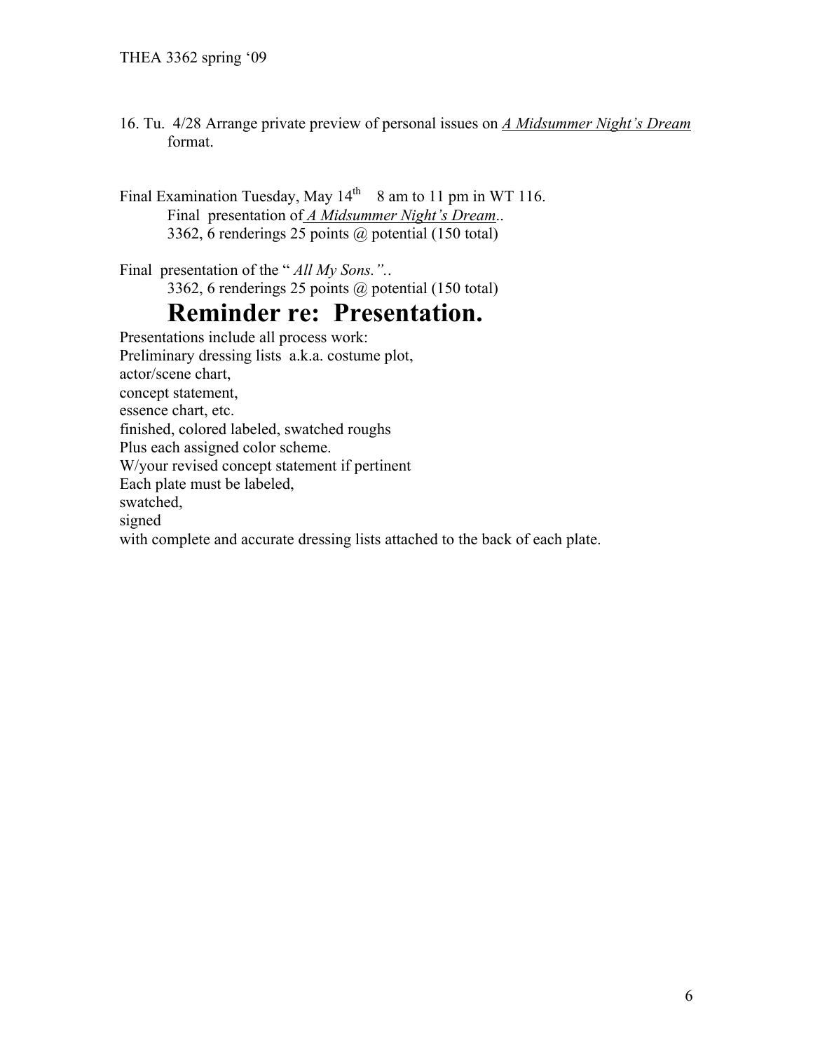16. Tu. 4/28 Arrange private preview of personal issues on *A Midsummer Night's Dream* format.

Final Examination Tuesday, May 14th 8 am to 11 pm in WT 116.
Final presentation of *A Midsummer Night's Dream*..
3362, 6 renderings 25 points @ potential (150 total)

Final presentation of the " *All My Sons."*..
3362, 6 renderings 25 points @ potential (150 total)

# Reminder re: Presentation.

Presentations include all process work:
Preliminary dressing lists a.k.a. costume plot,
actor/scene chart,
concept statement,
essence chart, etc.
finished, colored labeled, swatched roughs
Plus each assigned color scheme.
W/your revised concept statement if pertinent
Each plate must be labeled,
swatched,
signed
with complete and accurate dressing lists attached to the back of each plate.